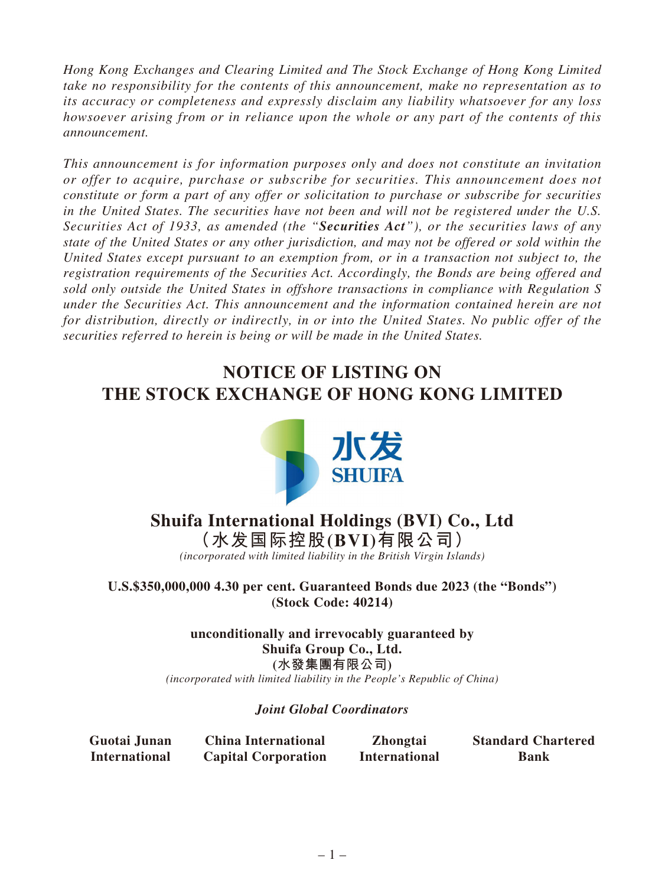*Hong Kong Exchanges and Clearing Limited and The Stock Exchange of Hong Kong Limited take no responsibility for the contents of this announcement, make no representation as to its accuracy or completeness and expressly disclaim any liability whatsoever for any loss howsoever arising from or in reliance upon the whole or any part of the contents of this announcement.*

*This announcement is for information purposes only and does not constitute an invitation or offer to acquire, purchase or subscribe for securities. This announcement does not constitute or form a part of any offer or solicitation to purchase or subscribe for securities in the United States. The securities have not been and will not be registered under the U.S. Securities Act of 1933, as amended (the "**Securities Act**"), or the securities laws of any state of the United States or any other jurisdiction, and may not be offered or sold within the United States except pursuant to an exemption from, or in a transaction not subject to, the registration requirements of the Securities Act. Accordingly, the Bonds are being offered and sold only outside the United States in offshore transactions in compliance with Regulation S under the Securities Act. This announcement and the information contained herein are not for distribution, directly or indirectly, in or into the United States. No public offer of the securities referred to herein is being or will be made in the United States.*

# NOTICE OF LISTING ON THE STOCK EXCHANGE OF HONG KONG LIMITED

水发
SHUIFA

## Shuifa International Holdings (BVI) Co., Ltd
## （水发国际控股(BVI)有限公司）

*(incorporated with limited liability in the British Virgin Islands)*

**U.S.$350,000,000 4.30 per cent. Guaranteed Bonds due 2023 (the "Bonds")**
**(Stock Code: 40214)**

**unconditionally and irrevocably guaranteed by**
**Shuifa Group Co., Ltd.**
**(水發集團有限公司)**
*(incorporated with limited liability in the People's Republic of China)*

***Joint Global Coordinators***

**Guotai Junan International** | **China International Capital Corporation** | **Zhongtai International** | **Standard Chartered Bank**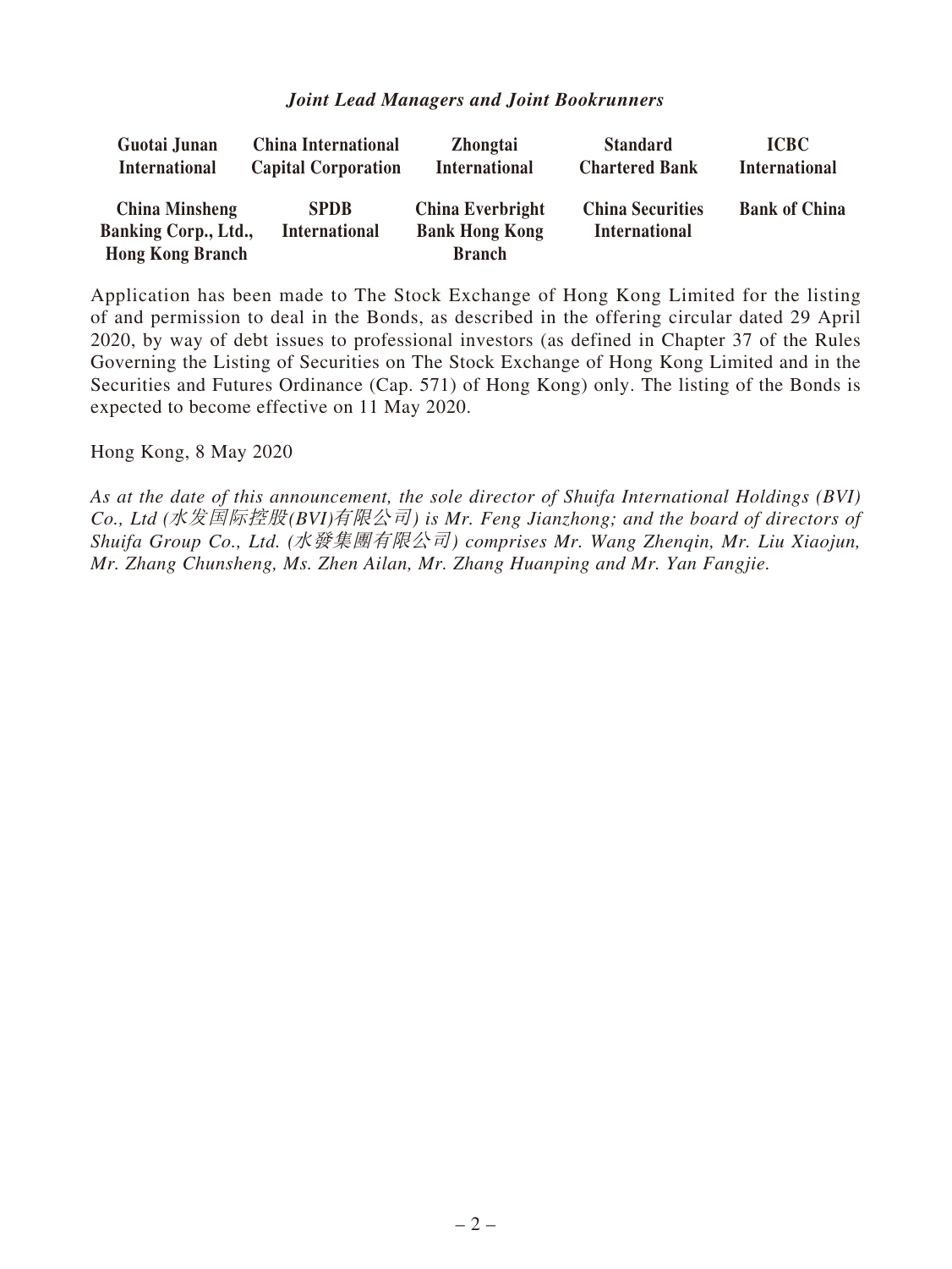*Joint Lead Managers and Joint Bookrunners*

| | | | | |
|---|---|---|---|---|
| **Guotai Junan International** | **China International Capital Corporation** | **Zhongtai International** | **Standard Chartered Bank** | **ICBC International** |
| **China Minsheng Banking Corp., Ltd., Hong Kong Branch** | **SPDB International** | **China Everbright Bank Hong Kong Branch** | **China Securities International** | **Bank of China** |

Application has been made to The Stock Exchange of Hong Kong Limited for the listing of and permission to deal in the Bonds, as described in the offering circular dated 29 April 2020, by way of debt issues to professional investors (as defined in Chapter 37 of the Rules Governing the Listing of Securities on The Stock Exchange of Hong Kong Limited and in the Securities and Futures Ordinance (Cap. 571) of Hong Kong) only. The listing of the Bonds is expected to become effective on 11 May 2020.

Hong Kong, 8 May 2020

*As at the date of this announcement, the sole director of Shuifa International Holdings (BVI) Co., Ltd (水发国际控股(BVI)有限公司) is Mr. Feng Jianzhong; and the board of directors of Shuifa Group Co., Ltd. (水發集團有限公司) comprises Mr. Wang Zhenqin, Mr. Liu Xiaojun, Mr. Zhang Chunsheng, Ms. Zhen Ailan, Mr. Zhang Huanping and Mr. Yan Fangjie.*